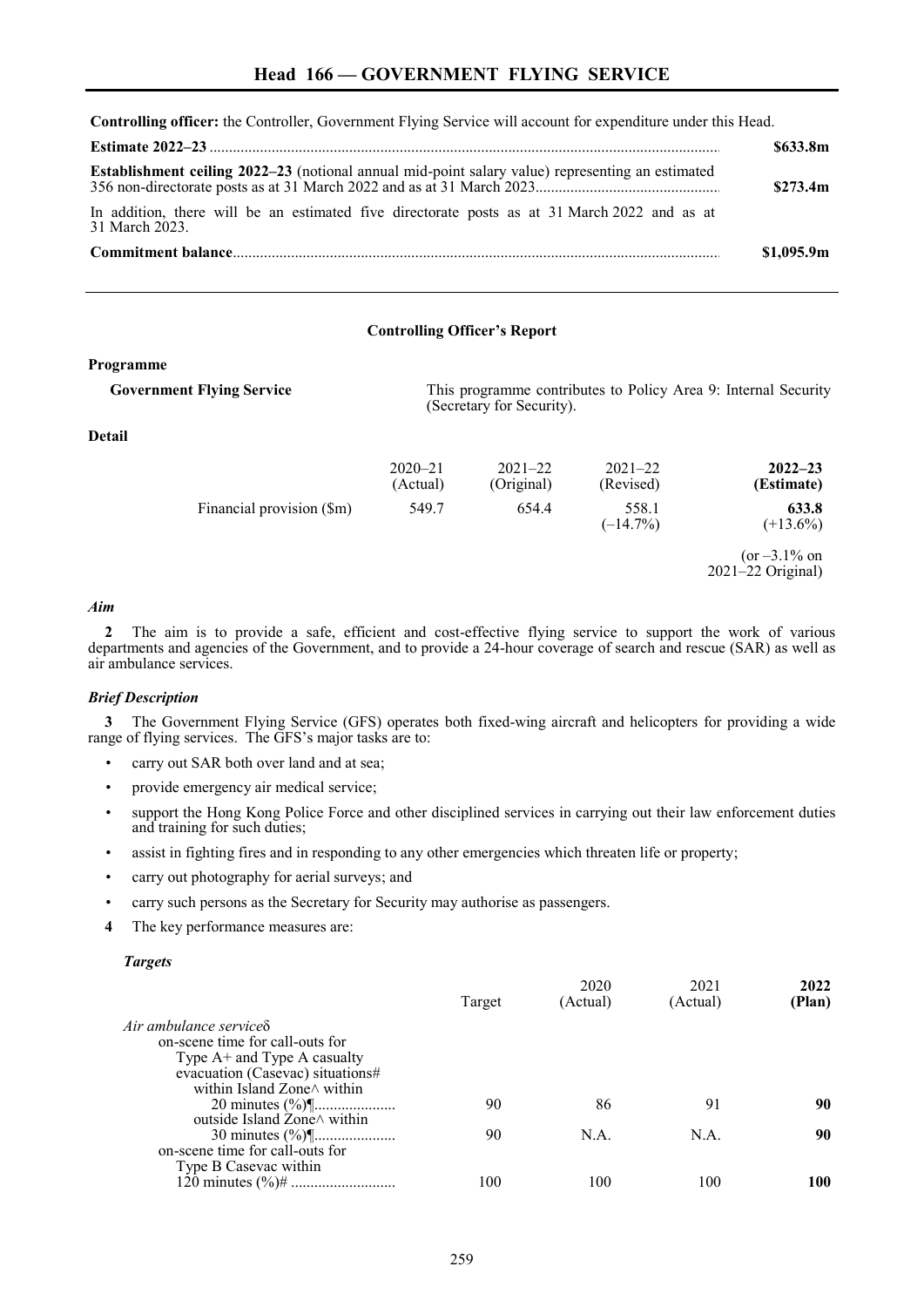# Head 166 — GOVERNMENT FLYING SERVICE

**Controlling officer:** the Controller, Government Flying Service will account for expenditure under this Head.

| | |
|---|---|
| **Estimate 2022–23** | **$633.8m** |
| **Establishment ceiling 2022–23** (notional annual mid-point salary value) representing an estimated 356 non-directorate posts as at 31 March 2022 and as at 31 March 2023 | **$273.4m** |
| In addition, there will be an estimated five directorate posts as at 31 March 2022 and as at 31 March 2023. | |
| **Commitment balance** | **$1,095.9m** |

## Controlling Officer's Report

**Programme**

**Government Flying Service** — This programme contributes to Policy Area 9: Internal Security (Secretary for Security).

**Detail**

| | 2020–21 (Actual) | 2021–22 (Original) | 2021–22 (Revised) | **2022–23 (Estimate)** |
|---|---|---|---|---|
| Financial provision ($m) | 549.7 | 654.4 | 558.1 (–14.7%) | **633.8** (+13.6%) |
| | | | | (or –3.1% on 2021–22 Original) |

### *Aim*

**2** The aim is to provide a safe, efficient and cost-effective flying service to support the work of various departments and agencies of the Government, and to provide a 24-hour coverage of search and rescue (SAR) as well as air ambulance services.

### *Brief Description*

**3** The Government Flying Service (GFS) operates both fixed-wing aircraft and helicopters for providing a wide range of flying services. The GFS's major tasks are to:

- carry out SAR both over land and at sea;
- provide emergency air medical service;
- support the Hong Kong Police Force and other disciplined services in carrying out their law enforcement duties and training for such duties;
- assist in fighting fires and in responding to any other emergencies which threaten life or property;
- carry out photography for aerial surveys; and
- carry such persons as the Secretary for Security may authorise as passengers.

**4** The key performance measures are:

*Targets*

| | Target | 2020 (Actual) | 2021 (Actual) | **2022 (Plan)** |
|---|---|---|---|---|
| *Air ambulance service*δ | | | | |
| on-scene time for call-outs for Type A+ and Type A casualty evacuation (Casevac) situations# | | | | |
| within Island Zone^ within 20 minutes (%)¶ | 90 | 86 | 91 | **90** |
| outside Island Zone^ within 30 minutes (%)¶ | 90 | N.A. | N.A. | **90** |
| on-scene time for call-outs for Type B Casevac within 120 minutes (%)# | 100 | 100 | 100 | **100** |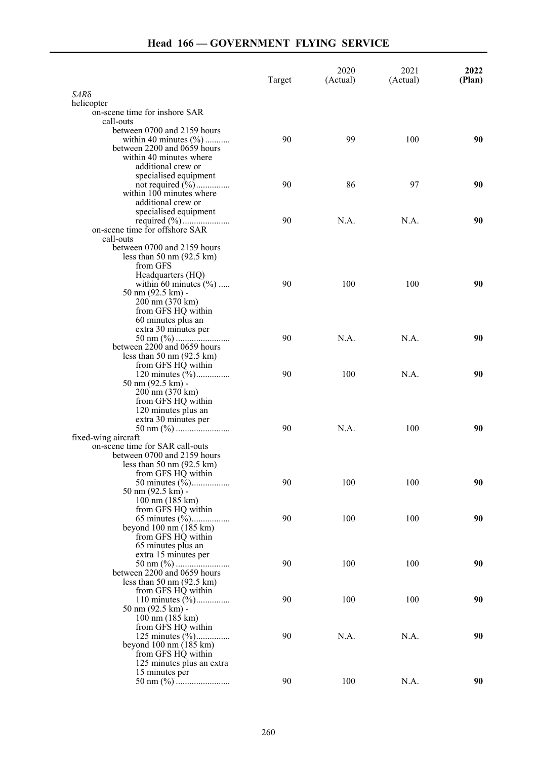| | Target | 2020 (Actual) | 2021 (Actual) | **2022 (Plan)** |
|---|---|---|---|---|
| *SAR*δ | | | | |
| helicopter | | | | |
| on-scene time for inshore SAR call-outs | | | | |
| between 0700 and 2159 hours within 40 minutes (%) | 90 | 99 | 100 | **90** |
| between 2200 and 0659 hours within 40 minutes where additional crew or specialised equipment not required (%) | 90 | 86 | 97 | **90** |
| within 100 minutes where additional crew or specialised equipment required (%) | 90 | N.A. | N.A. | **90** |
| on-scene time for offshore SAR call-outs | | | | |
| between 0700 and 2159 hours less than 50 nm (92.5 km) from GFS Headquarters (HQ) within 60 minutes (%) | 90 | 100 | 100 | **90** |
| 50 nm (92.5 km) - 200 nm (370 km) from GFS HQ within 60 minutes plus an extra 30 minutes per 50 nm (%) | 90 | N.A. | N.A. | **90** |
| between 2200 and 0659 hours less than 50 nm (92.5 km) from GFS HQ within 120 minutes (%) | 90 | 100 | N.A. | **90** |
| 50 nm (92.5 km) - 200 nm (370 km) from GFS HQ within 120 minutes plus an extra 30 minutes per 50 nm (%) | 90 | N.A. | 100 | **90** |
| fixed-wing aircraft | | | | |
| on-scene time for SAR call-outs | | | | |
| between 0700 and 2159 hours less than 50 nm (92.5 km) from GFS HQ within 50 minutes (%) | 90 | 100 | 100 | **90** |
| 50 nm (92.5 km) - 100 nm (185 km) from GFS HQ within 65 minutes (%) | 90 | 100 | 100 | **90** |
| beyond 100 nm (185 km) from GFS HQ within 65 minutes plus an extra 15 minutes per 50 nm (%) | 90 | 100 | 100 | **90** |
| between 2200 and 0659 hours less than 50 nm (92.5 km) from GFS HQ within 110 minutes (%) | 90 | 100 | 100 | **90** |
| 50 nm (92.5 km) - 100 nm (185 km) from GFS HQ within 125 minutes (%) | 90 | N.A. | N.A. | **90** |
| beyond 100 nm (185 km) from GFS HQ within 125 minutes plus an extra 15 minutes per 50 nm (%) | 90 | 100 | N.A. | **90** |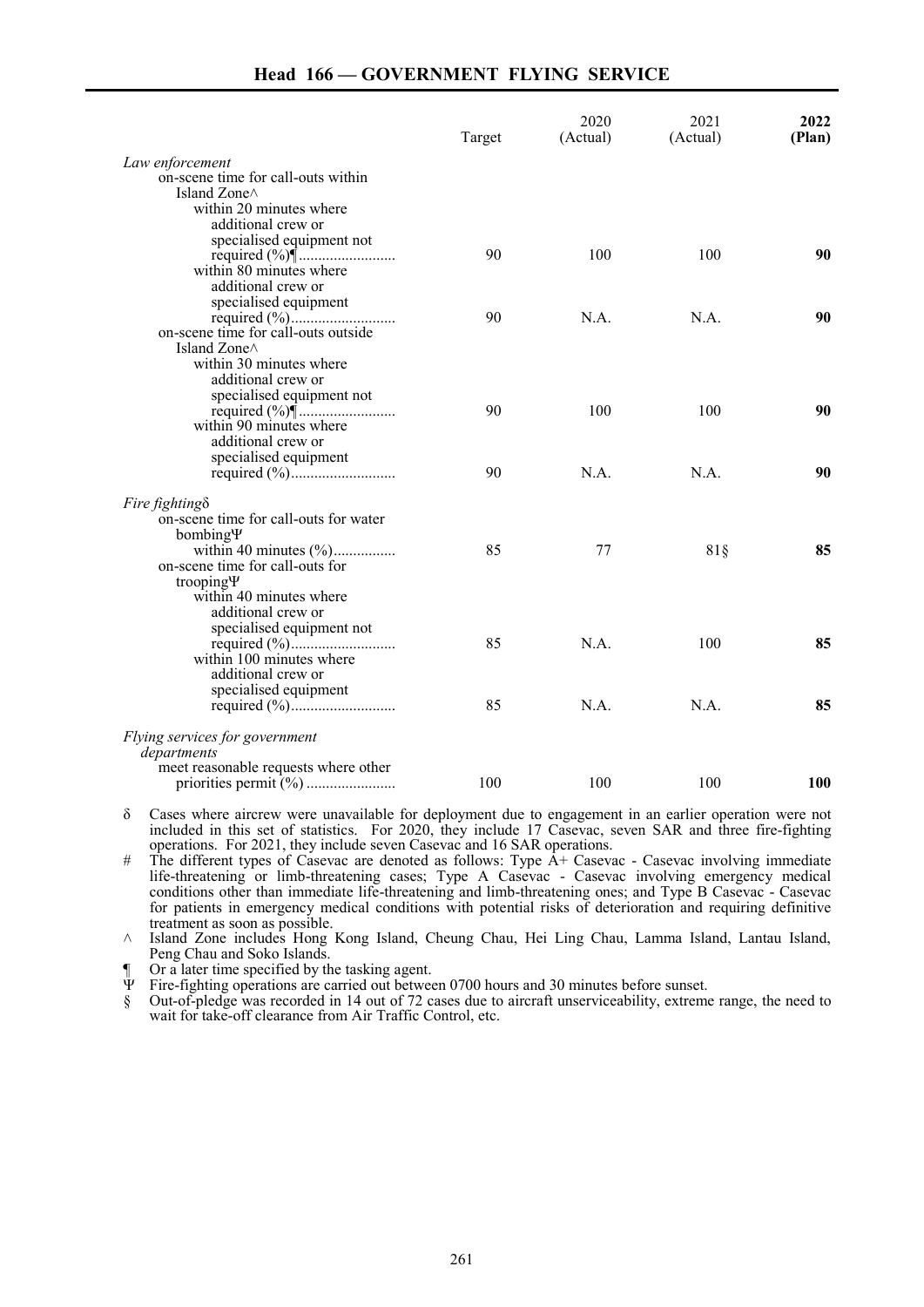## Head 166 — GOVERNMENT FLYING SERVICE

| | Target | 2020 (Actual) | 2021 (Actual) | **2022 (Plan)** |
|---|---|---|---|---|
| *Law enforcement* | | | | |
| on-scene time for call-outs within Island Zone^ | | | | |
| within 20 minutes where additional crew or specialised equipment not required (%)¶ | 90 | 100 | 100 | **90** |
| within 80 minutes where additional crew or specialised equipment required (%) | 90 | N.A. | N.A. | **90** |
| on-scene time for call-outs outside Island Zone^ | | | | |
| within 30 minutes where additional crew or specialised equipment not required (%)¶ | 90 | 100 | 100 | **90** |
| within 90 minutes where additional crew or specialised equipment required (%) | 90 | N.A. | N.A. | **90** |
| *Fire fighting*δ | | | | |
| on-scene time for call-outs for water bombingΨ | | | | |
| within 40 minutes (%) | 85 | 77 | 81§ | **85** |
| on-scene time for call-outs for troopingΨ | | | | |
| within 40 minutes where additional crew or specialised equipment not required (%) | 85 | N.A. | 100 | **85** |
| within 100 minutes where additional crew or specialised equipment required (%) | 85 | N.A. | N.A. | **85** |
| *Flying services for government departments* | | | | |
| meet reasonable requests where other priorities permit (%) | 100 | 100 | 100 | **100** |

δ Cases where aircrew were unavailable for deployment due to engagement in an earlier operation were not included in this set of statistics. For 2020, they include 17 Casevac, seven SAR and three fire-fighting operations. For 2021, they include seven Casevac and 16 SAR operations.

\# The different types of Casevac are denoted as follows: Type A+ Casevac - Casevac involving immediate life-threatening or limb-threatening cases; Type A Casevac - Casevac involving emergency medical conditions other than immediate life-threatening and limb-threatening ones; and Type B Casevac - Casevac for patients in emergency medical conditions with potential risks of deterioration and requiring definitive treatment as soon as possible.

^ Island Zone includes Hong Kong Island, Cheung Chau, Hei Ling Chau, Lamma Island, Lantau Island, Peng Chau and Soko Islands.

¶ Or a later time specified by the tasking agent.

Ψ Fire-fighting operations are carried out between 0700 hours and 30 minutes before sunset.

§ Out-of-pledge was recorded in 14 out of 72 cases due to aircraft unserviceability, extreme range, the need to wait for take-off clearance from Air Traffic Control, etc.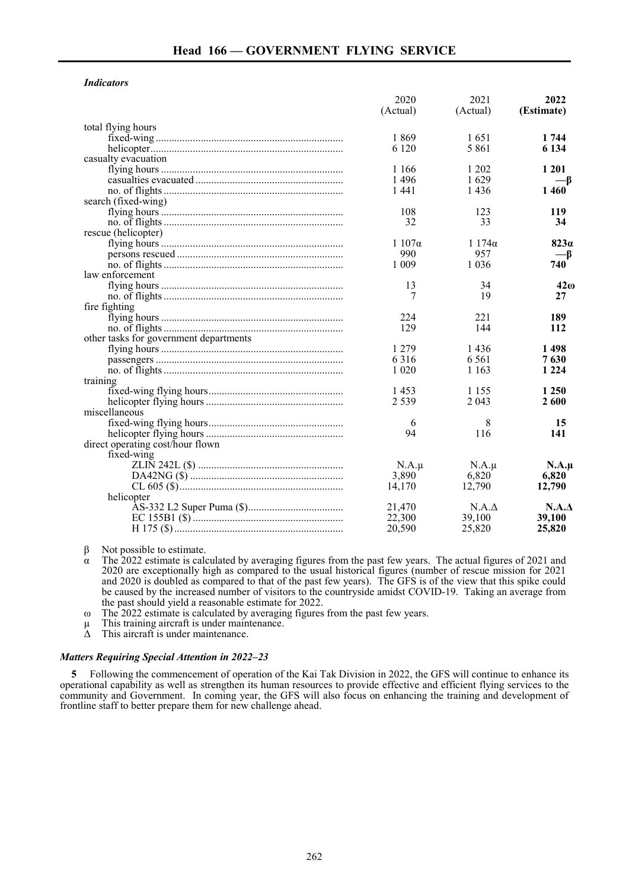*Indicators*

| | 2020 (Actual) | 2021 (Actual) | **2022 (Estimate)** |
|---|---|---|---|
| total flying hours | | | |
| fixed-wing | 1 869 | 1 651 | **1 744** |
| helicopter | 6 120 | 5 861 | **6 134** |
| casualty evacuation | | | |
| flying hours | 1 166 | 1 202 | **1 201** |
| casualties evacuated | 1 496 | 1 629 | **—β** |
| no. of flights | 1 441 | 1 436 | **1 460** |
| search (fixed-wing) | | | |
| flying hours | 108 | 123 | **119** |
| no. of flights | 32 | 33 | **34** |
| rescue (helicopter) | | | |
| flying hours | 1 107α | 1 174α | **823α** |
| persons rescued | 990 | 957 | **—β** |
| no. of flights | 1 009 | 1 036 | **740** |
| law enforcement | | | |
| flying hours | 13 | 34 | **42ω** |
| no. of flights | 7 | 19 | **27** |
| fire fighting | | | |
| flying hours | 224 | 221 | **189** |
| no. of flights | 129 | 144 | **112** |
| other tasks for government departments | | | |
| flying hours | 1 279 | 1 436 | **1 498** |
| passengers | 6 316 | 6 561 | **7 630** |
| no. of flights | 1 020 | 1 163 | **1 224** |
| training | | | |
| fixed-wing flying hours | 1 453 | 1 155 | **1 250** |
| helicopter flying hours | 2 539 | 2 043 | **2 600** |
| miscellaneous | | | |
| fixed-wing flying hours | 6 | 8 | **15** |
| helicopter flying hours | 94 | 116 | **141** |
| direct operating cost/hour flown | | | |
| fixed-wing | | | |
| ZLIN 242L ($) | N.A.μ | N.A.μ | **N.A.μ** |
| DA42NG ($) | 3,890 | 6,820 | **6,820** |
| CL 605 ($) | 14,170 | 12,790 | **12,790** |
| helicopter | | | |
| AS-332 L2 Super Puma ($) | 21,470 | N.A.Δ | **N.A.Δ** |
| EC 155B1 ($) | 22,300 | 39,100 | **39,100** |
| H 175 ($) | 20,590 | 25,820 | **25,820** |

β Not possible to estimate.

α The 2022 estimate is calculated by averaging figures from the past few years. The actual figures of 2021 and 2020 are exceptionally high as compared to the usual historical figures (number of rescue mission for 2021 and 2020 is doubled as compared to that of the past few years). The GFS is of the view that this spike could be caused by the increased number of visitors to the countryside amidst COVID-19. Taking an average from the past should yield a reasonable estimate for 2022.

ω The 2022 estimate is calculated by averaging figures from the past few years.

μ This training aircraft is under maintenance.

Δ This aircraft is under maintenance.

### *Matters Requiring Special Attention in 2022–23*

**5** Following the commencement of operation of the Kai Tak Division in 2022, the GFS will continue to enhance its operational capability as well as strengthen its human resources to provide effective and efficient flying services to the community and Government. In coming year, the GFS will also focus on enhancing the training and development of frontline staff to better prepare them for new challenge ahead.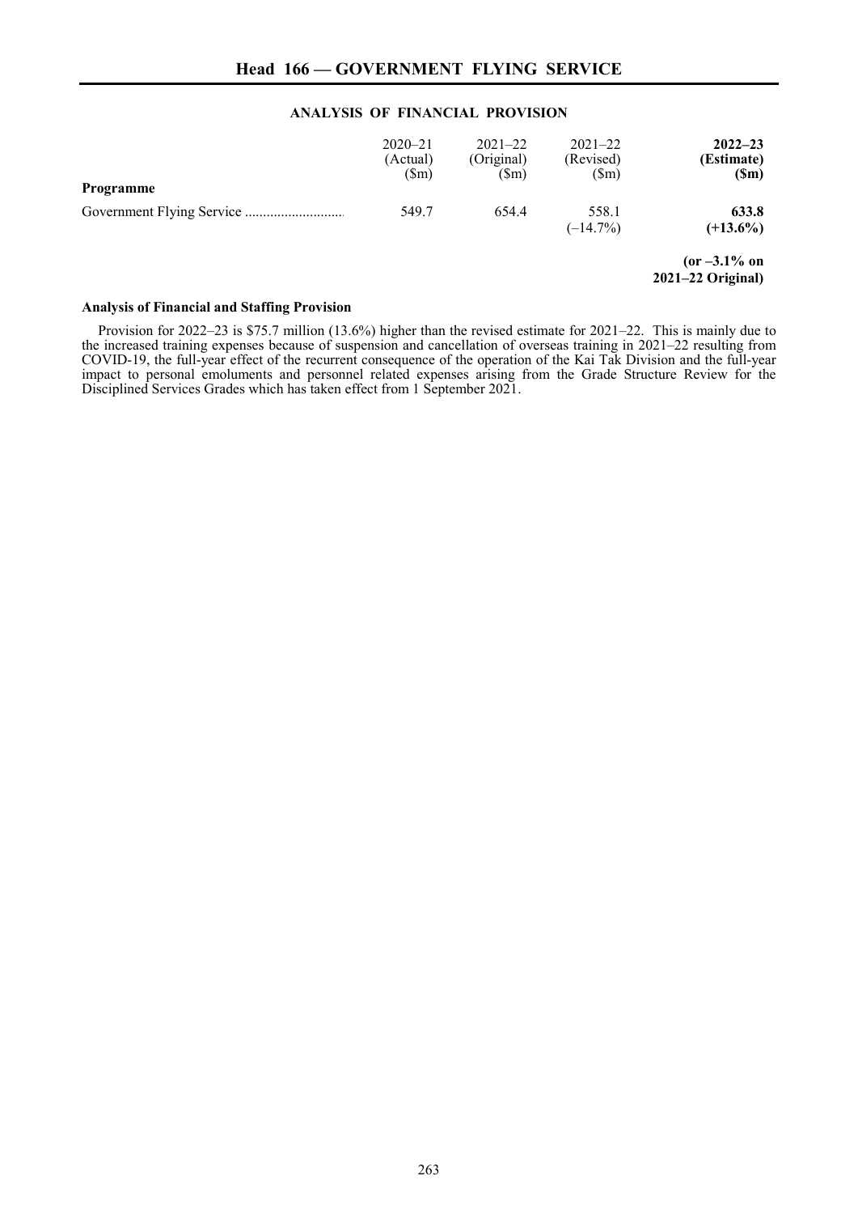## Head 166 — GOVERNMENT FLYING SERVICE

### ANALYSIS OF FINANCIAL PROVISION

| Programme | 2020–21 (Actual) ($m) | 2021–22 (Original) ($m) | 2021–22 (Revised) ($m) | **2022–23 (Estimate) ($m)** |
|---|---|---|---|---|
| Government Flying Service | 549.7 | 654.4 | 558.1 (–14.7%) | **633.8 (+13.6%)** |
| | | | | **(or –3.1% on 2021–22 Original)** |

**Analysis of Financial and Staffing Provision**

Provision for 2022–23 is $75.7 million (13.6%) higher than the revised estimate for 2021–22. This is mainly due to the increased training expenses because of suspension and cancellation of overseas training in 2021–22 resulting from COVID-19, the full-year effect of the recurrent consequence of the operation of the Kai Tak Division and the full-year impact to personal emoluments and personnel related expenses arising from the Grade Structure Review for the Disciplined Services Grades which has taken effect from 1 September 2021.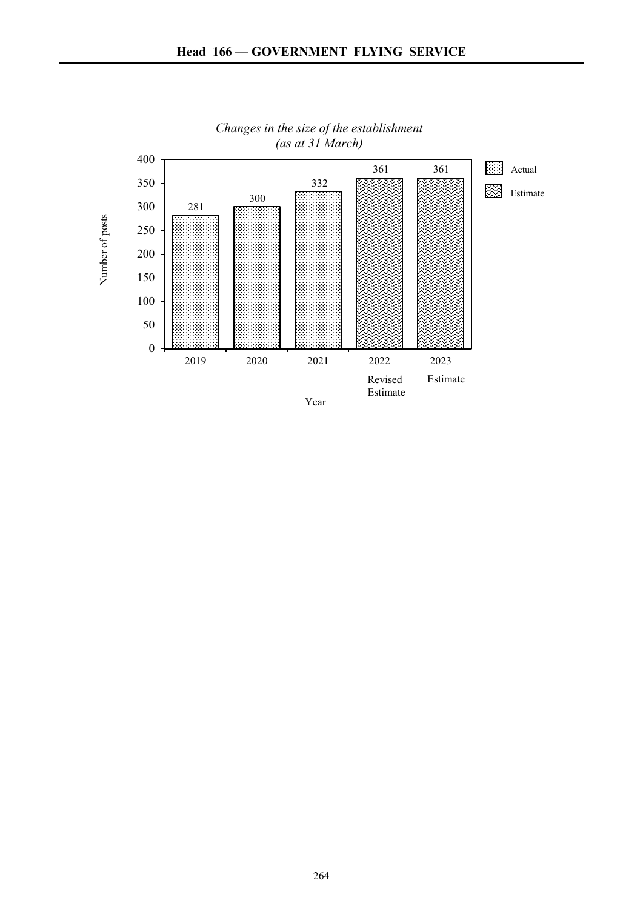*Changes in the size of the establishment*
*(as at 31 March)*

| Year | Number of posts | |
|---|---|---|
| 2019 | 281 | Actual |
| 2020 | 300 | Actual |
| 2021 | 332 | Actual |
| 2022 Revised Estimate | 361 | Estimate |
| 2023 Estimate | 361 | Estimate |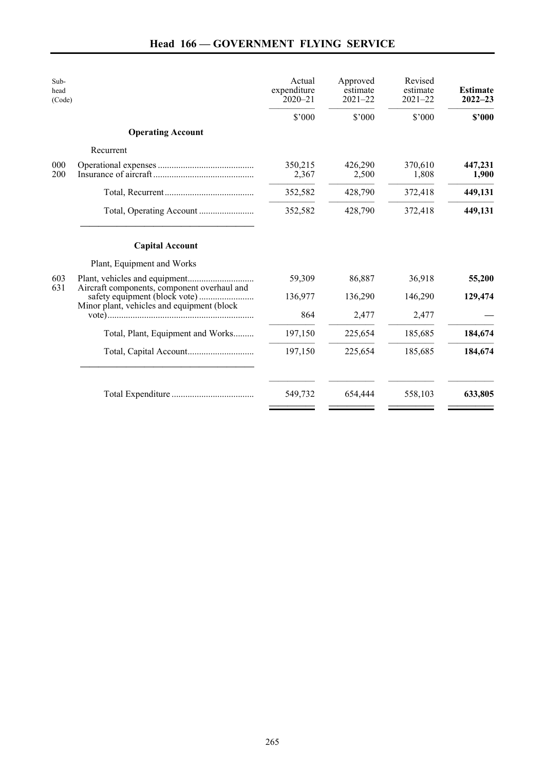# Head 166 — GOVERNMENT FLYING SERVICE

| Sub-head (Code) | | Actual expenditure 2020–21 | Approved estimate 2021–22 | Revised estimate 2021–22 | **Estimate 2022–23** |
|---|---|---|---|---|---|
| | | $'000 | $'000 | $'000 | **$'000** |
| | **Operating Account** | | | | |
| | Recurrent | | | | |
| 000 | Operational expenses | 350,215 | 426,290 | 370,610 | **447,231** |
| 200 | Insurance of aircraft | 2,367 | 2,500 | 1,808 | **1,900** |
| | Total, Recurrent | 352,582 | 428,790 | 372,418 | **449,131** |
| | Total, Operating Account | 352,582 | 428,790 | 372,418 | **449,131** |
| | **Capital Account** | | | | |
| | Plant, Equipment and Works | | | | |
| 603 | Plant, vehicles and equipment | 59,309 | 86,887 | 36,918 | **55,200** |
| 631 | Aircraft components, component overhaul and safety equipment (block vote) | 136,977 | 136,290 | 146,290 | **129,474** |
| | Minor plant, vehicles and equipment (block vote) | 864 | 2,477 | 2,477 | **—** |
| | Total, Plant, Equipment and Works | 197,150 | 225,654 | 185,685 | **184,674** |
| | Total, Capital Account | 197,150 | 225,654 | 185,685 | **184,674** |
| | Total Expenditure | 549,732 | 654,444 | 558,103 | **633,805** |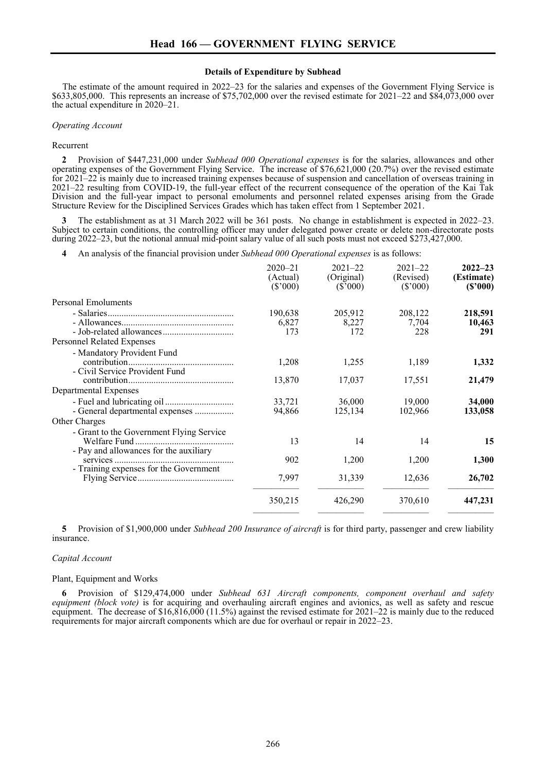## Head 166 — GOVERNMENT FLYING SERVICE

### Details of Expenditure by Subhead

The estimate of the amount required in 2022–23 for the salaries and expenses of the Government Flying Service is $633,805,000. This represents an increase of $75,702,000 over the revised estimate for 2021–22 and $84,073,000 over the actual expenditure in 2020–21.

*Operating Account*

Recurrent

**2** Provision of $447,231,000 under *Subhead 000 Operational expenses* is for the salaries, allowances and other operating expenses of the Government Flying Service. The increase of $76,621,000 (20.7%) over the revised estimate for 2021–22 is mainly due to increased training expenses because of suspension and cancellation of overseas training in 2021–22 resulting from COVID-19, the full-year effect of the recurrent consequence of the operation of the Kai Tak Division and the full-year impact to personal emoluments and personnel related expenses arising from the Grade Structure Review for the Disciplined Services Grades which has taken effect from 1 September 2021.

**3** The establishment as at 31 March 2022 will be 361 posts. No change in establishment is expected in 2022–23. Subject to certain conditions, the controlling officer may under delegated power create or delete non-directorate posts during 2022–23, but the notional annual mid-point salary value of all such posts must not exceed $273,427,000.

**4** An analysis of the financial provision under *Subhead 000 Operational expenses* is as follows:

| | 2020–21 (Actual) ($'000) | 2021–22 (Original) ($'000) | 2021–22 (Revised) ($'000) | **2022–23 (Estimate) ($'000)** |
|---|---|---|---|---|
| Personal Emoluments | | | | |
| - Salaries | 190,638 | 205,912 | 208,122 | **218,591** |
| - Allowances | 6,827 | 8,227 | 7,704 | **10,463** |
| - Job-related allowances | 173 | 172 | 228 | **291** |
| Personnel Related Expenses | | | | |
| - Mandatory Provident Fund contribution | 1,208 | 1,255 | 1,189 | **1,332** |
| - Civil Service Provident Fund contribution | 13,870 | 17,037 | 17,551 | **21,479** |
| Departmental Expenses | | | | |
| - Fuel and lubricating oil | 33,721 | 36,000 | 19,000 | **34,000** |
| - General departmental expenses | 94,866 | 125,134 | 102,966 | **133,058** |
| Other Charges | | | | |
| - Grant to the Government Flying Service Welfare Fund | 13 | 14 | 14 | **15** |
| - Pay and allowances for the auxiliary services | 902 | 1,200 | 1,200 | **1,300** |
| - Training expenses for the Government Flying Service | 7,997 | 31,339 | 12,636 | **26,702** |
| | 350,215 | 426,290 | 370,610 | **447,231** |

**5** Provision of $1,900,000 under *Subhead 200 Insurance of aircraft* is for third party, passenger and crew liability insurance.

*Capital Account*

Plant, Equipment and Works

**6** Provision of $129,474,000 under *Subhead 631 Aircraft components, component overhaul and safety equipment (block vote)* is for acquiring and overhauling aircraft engines and avionics, as well as safety and rescue equipment. The decrease of $16,816,000 (11.5%) against the revised estimate for 2021–22 is mainly due to the reduced requirements for major aircraft components which are due for overhaul or repair in 2022–23.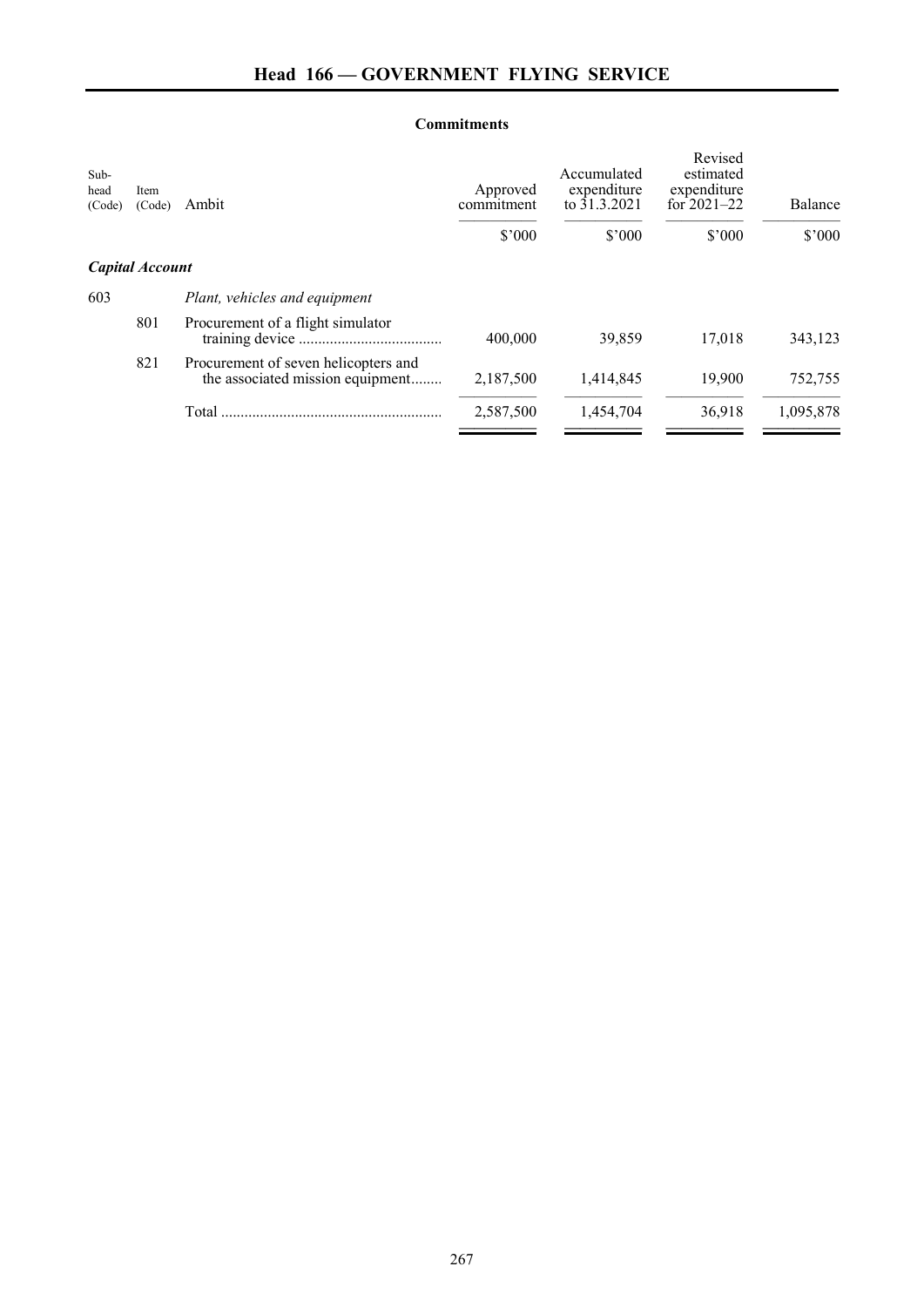## Head 166 — GOVERNMENT FLYING SERVICE

### Commitments

| Sub-head (Code) | Item (Code) | Ambit | Approved commitment | Accumulated expenditure to 31.3.2021 | Revised estimated expenditure for 2021–22 | Balance |
|---|---|---|---|---|---|---|
| | | | $'000 | $'000 | $'000 | $'000 |
| ***Capital Account*** | | | | | | |
| 603 | | *Plant, vehicles and equipment* | | | | |
| | 801 | Procurement of a flight simulator training device | 400,000 | 39,859 | 17,018 | 343,123 |
| | 821 | Procurement of seven helicopters and the associated mission equipment | 2,187,500 | 1,414,845 | 19,900 | 752,755 |
| | | Total | 2,587,500 | 1,454,704 | 36,918 | 1,095,878 |